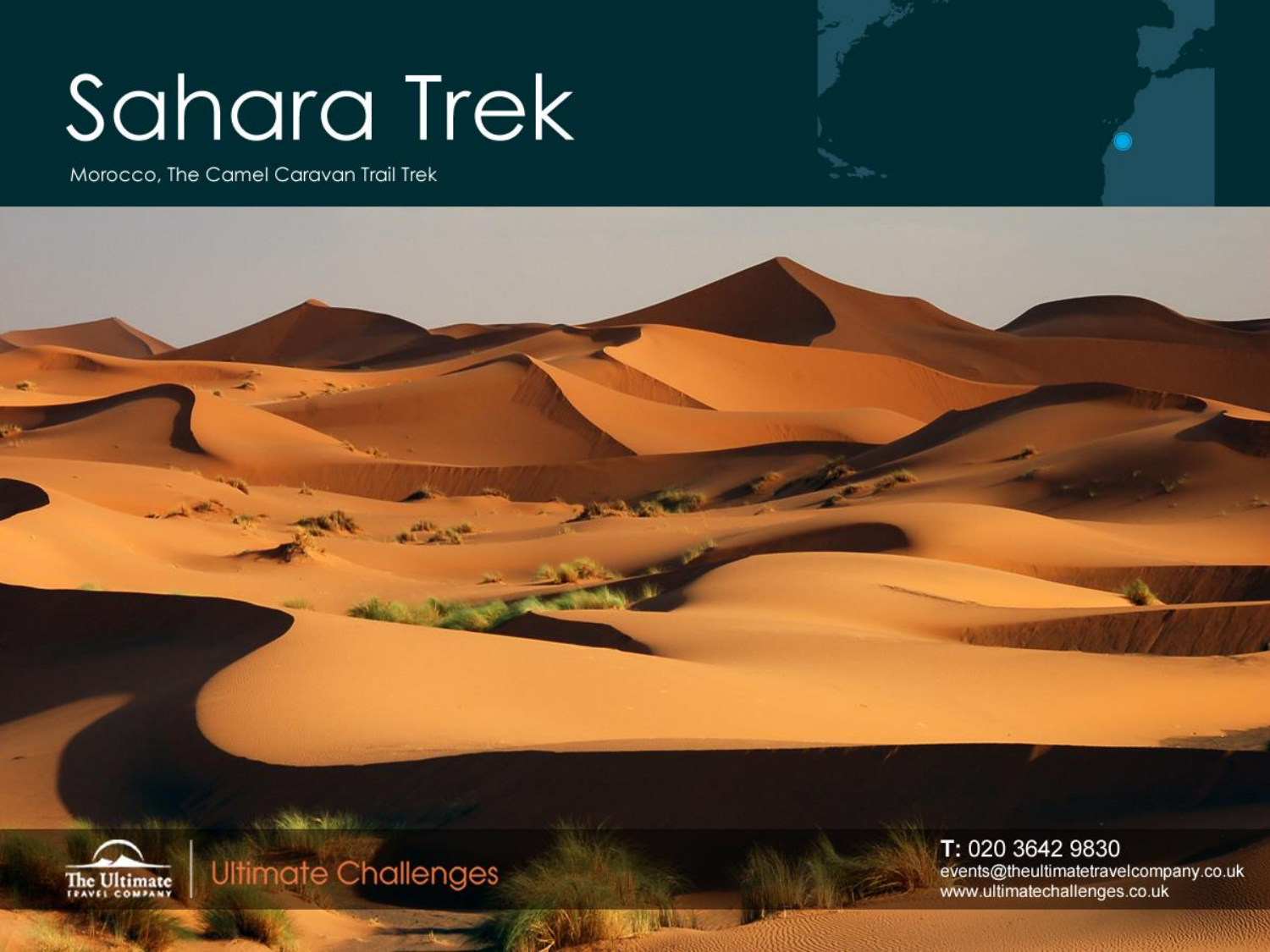# Sahara Trek

Morocco, The Camel Caravan Trail Trek

The Ultimate Travel Company | Ultimate Challenges

**T:** 020 3642 9830
events@theultimatetravelcompany.co.uk
www.ultimatechallenges.co.uk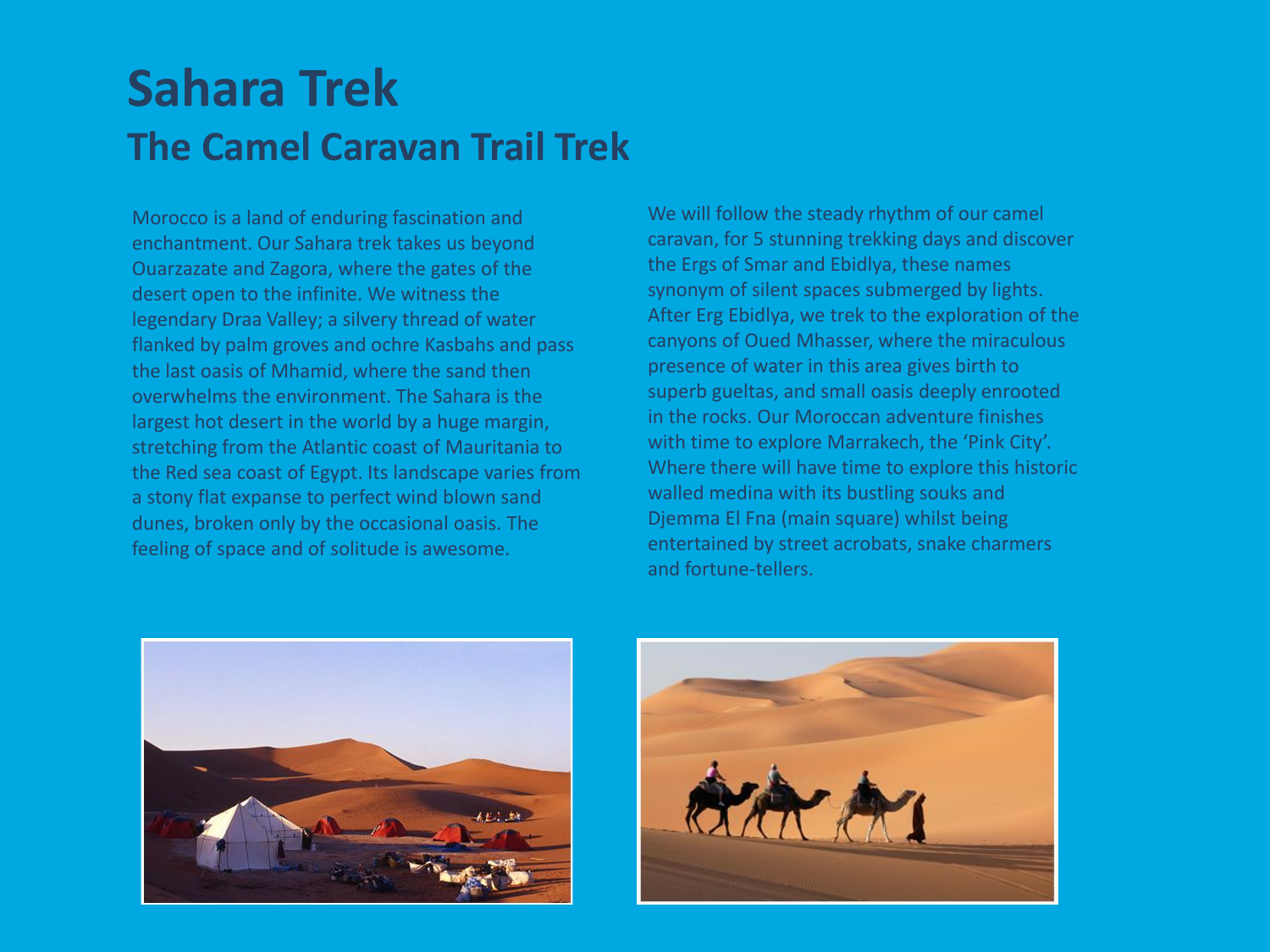# Sahara Trek

## The Camel Caravan Trail Trek

Morocco is a land of enduring fascination and enchantment. Our Sahara trek takes us beyond Ouarzazate and Zagora, where the gates of the desert open to the infinite. We witness the legendary Draa Valley; a silvery thread of water flanked by palm groves and ochre Kasbahs and pass the last oasis of Mhamid, where the sand then overwhelms the environment. The Sahara is the largest hot desert in the world by a huge margin, stretching from the Atlantic coast of Mauritania to the Red sea coast of Egypt. Its landscape varies from a stony flat expanse to perfect wind blown sand dunes, broken only by the occasional oasis. The feeling of space and of solitude is awesome.

We will follow the steady rhythm of our camel caravan, for 5 stunning trekking days and discover the Ergs of Smar and Ebidlya, these names synonym of silent spaces submerged by lights. After Erg Ebidlya, we trek to the exploration of the canyons of Oued Mhasser, where the miraculous presence of water in this area gives birth to superb gueltas, and small oasis deeply enrooted in the rocks. Our Moroccan adventure finishes with time to explore Marrakech, the 'Pink City'. Where there will have time to explore this historic walled medina with its bustling souks and Djemma El Fna (main square) whilst being entertained by street acrobats, snake charmers and fortune-tellers.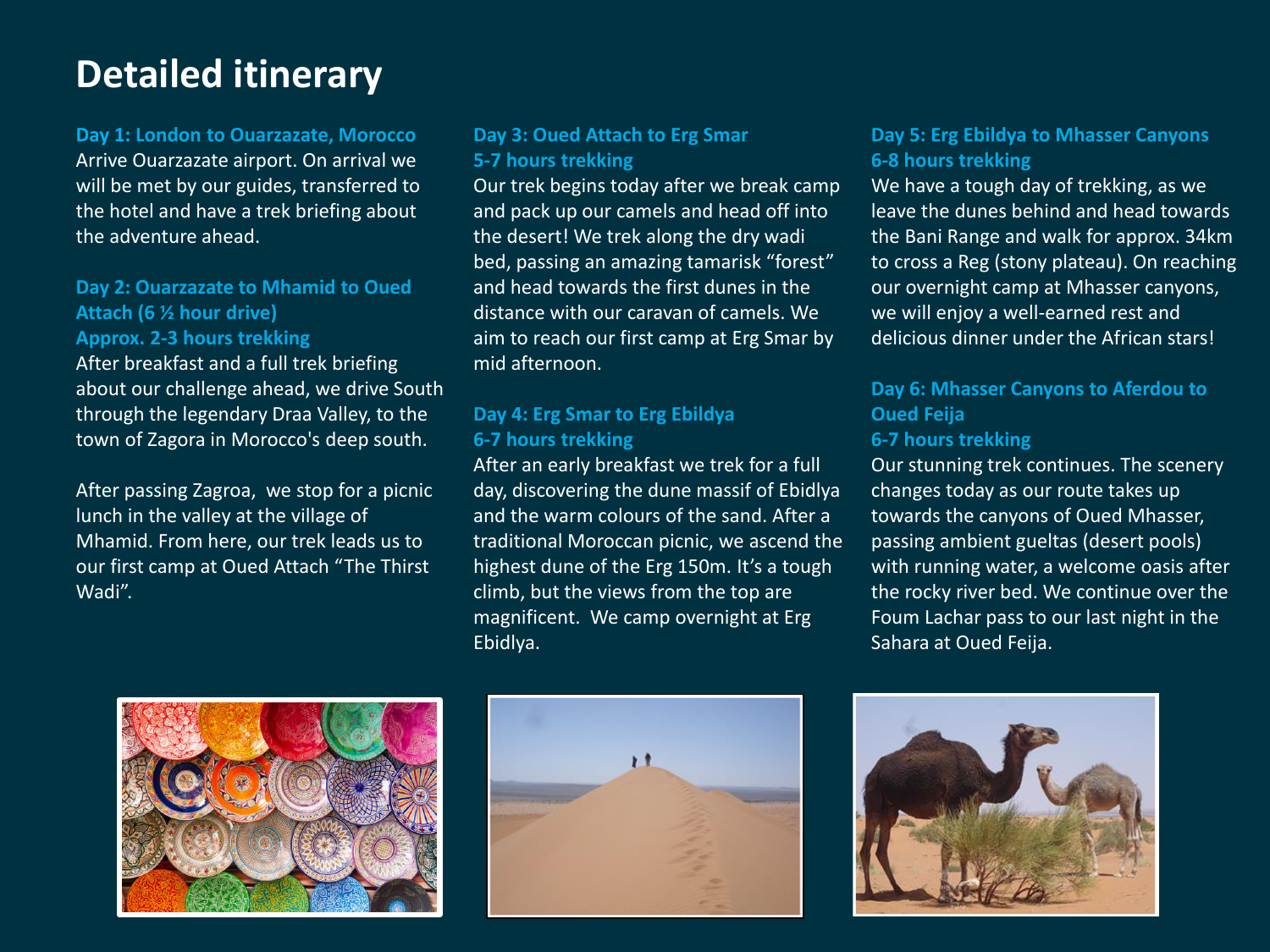# Detailed itinerary

**Day 1: London to Ouarzazate, Morocco**

Arrive Ouarzazate airport. On arrival we will be met by our guides, transferred to the hotel and have a trek briefing about the adventure ahead.

**Day 2: Ouarzazate to Mhamid to Oued Attach (6 ½ hour drive)**
**Approx. 2-3 hours trekking**

After breakfast and a full trek briefing about our challenge ahead, we drive South through the legendary Draa Valley, to the town of Zagora in Morocco's deep south.

After passing Zagroa, we stop for a picnic lunch in the valley at the village of Mhamid. From here, our trek leads us to our first camp at Oued Attach "The Thirst Wadi".

**Day 3: Oued Attach to Erg Smar**
**5-7 hours trekking**

Our trek begins today after we break camp and pack up our camels and head off into the desert! We trek along the dry wadi bed, passing an amazing tamarisk "forest" and head towards the first dunes in the distance with our caravan of camels. We aim to reach our first camp at Erg Smar by mid afternoon.

**Day 4: Erg Smar to Erg Ebildya**
**6-7 hours trekking**

After an early breakfast we trek for a full day, discovering the dune massif of Ebidlya and the warm colours of the sand. After a traditional Moroccan picnic, we ascend the highest dune of the Erg 150m. It's a tough climb, but the views from the top are magnificent. We camp overnight at Erg Ebidlya.

**Day 5: Erg Ebildya to Mhasser Canyons**
**6-8 hours trekking**

We have a tough day of trekking, as we leave the dunes behind and head towards the Bani Range and walk for approx. 34km to cross a Reg (stony plateau). On reaching our overnight camp at Mhasser canyons, we will enjoy a well-earned rest and delicious dinner under the African stars!

**Day 6: Mhasser Canyons to Aferdou to Oued Feija**
**6-7 hours trekking**

Our stunning trek continues. The scenery changes today as our route takes up towards the canyons of Oued Mhasser, passing ambient gueltas (desert pools) with running water, a welcome oasis after the rocky river bed. We continue over the Foum Lachar pass to our last night in the Sahara at Oued Feija.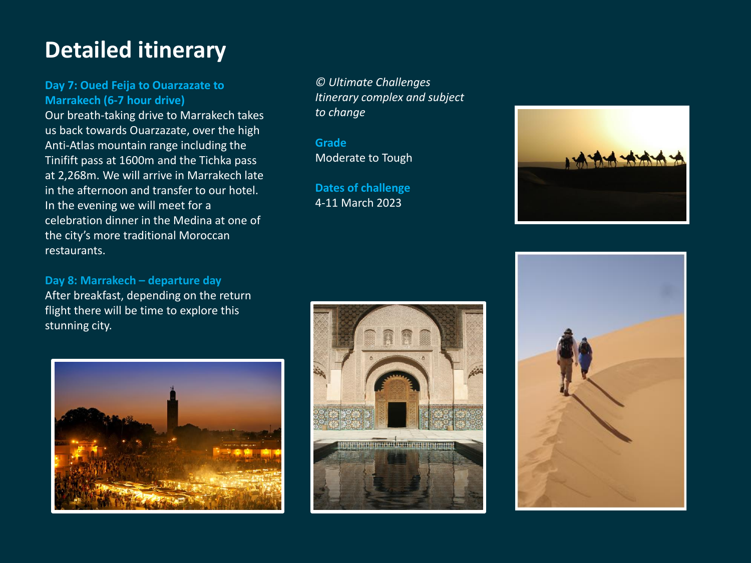# Detailed itinerary

### Day 7: Oued Feija to Ouarzazate to Marrakech (6-7 hour drive)

Our breath-taking drive to Marrakech takes us back towards Ouarzazate, over the high Anti-Atlas mountain range including the Tinifift pass at 1600m and the Tichka pass at 2,268m. We will arrive in Marrakech late in the afternoon and transfer to our hotel. In the evening we will meet for a celebration dinner in the Medina at one of the city's more traditional Moroccan restaurants.

### Day 8: Marrakech – departure day

After breakfast, depending on the return flight there will be time to explore this stunning city.

*© Ultimate Challenges*
*Itinerary complex and subject to change*

### Grade

Moderate to Tough

### Dates of challenge

4-11 March 2023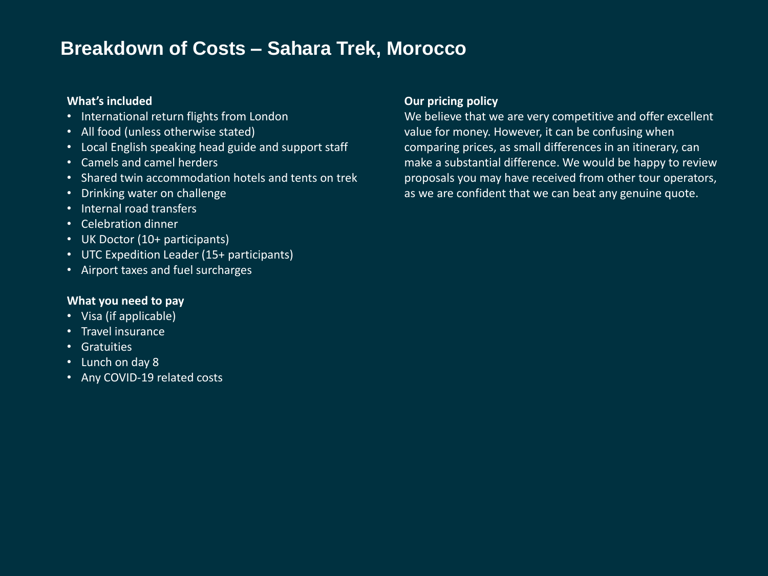# Breakdown of Costs – Sahara Trek, Morocco

**What's included**

- International return flights from London
- All food (unless otherwise stated)
- Local English speaking head guide and support staff
- Camels and camel herders
- Shared twin accommodation hotels and tents on trek
- Drinking water on challenge
- Internal road transfers
- Celebration dinner
- UK Doctor (10+ participants)
- UTC Expedition Leader (15+ participants)
- Airport taxes and fuel surcharges

**What you need to pay**

- Visa (if applicable)
- Travel insurance
- Gratuities
- Lunch on day 8
- Any COVID-19 related costs

**Our pricing policy**

We believe that we are very competitive and offer excellent value for money. However, it can be confusing when comparing prices, as small differences in an itinerary, can make a substantial difference. We would be happy to review proposals you may have received from other tour operators, as we are confident that we can beat any genuine quote.